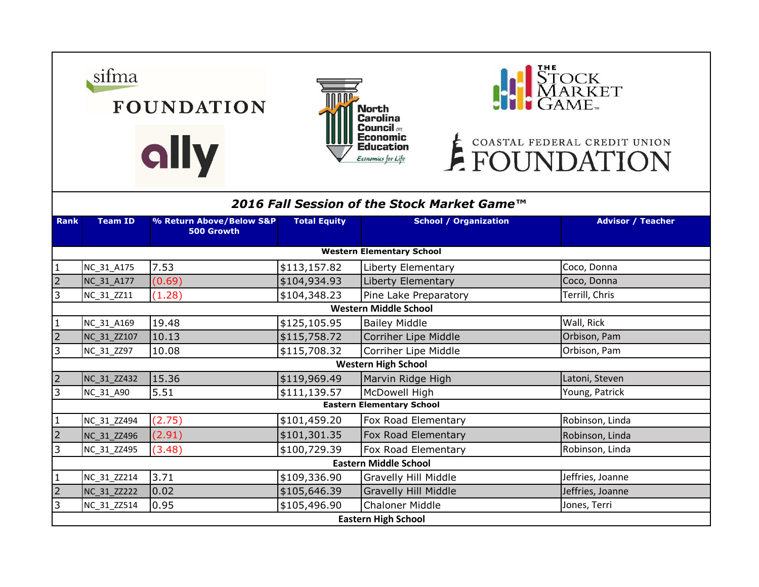sifma FOUNDATION

ally

North Carolina Council on Economic Education
*Economics for Life*

THE STOCK MARKET GAME™

COASTAL FEDERAL CREDIT UNION FOUNDATION

## *2016 Fall Session of the Stock Market Game™*

| Rank | Team ID | % Return Above/Below S&P 500 Growth | Total Equity | School / Organization | Advisor / Teacher |
|---|---|---|---|---|---|
| **Western Elementary School** | | | | | |
| 1 | NC_31_A175 | 7.53 | $113,157.82 | Liberty Elementary | Coco, Donna |
| 2 | NC_31_A177 | (0.69) | $104,934.93 | Liberty Elementary | Coco, Donna |
| 3 | NC_31_ZZ11 | (1.28) | $104,348.23 | Pine Lake Preparatory | Terrill, Chris |
| **Western Middle School** | | | | | |
| 1 | NC_31_A169 | 19.48 | $125,105.95 | Bailey Middle | Wall, Rick |
| 2 | NC_31_ZZ107 | 10.13 | $115,758.72 | Corriher Lipe Middle | Orbison, Pam |
| 3 | NC_31_ZZ97 | 10.08 | $115,708.32 | Corriher Lipe Middle | Orbison, Pam |
| **Western High School** | | | | | |
| 2 | NC_31_ZZ432 | 15.36 | $119,969.49 | Marvin Ridge High | Latoni, Steven |
| 3 | NC_31_A90 | 5.51 | $111,139.57 | McDowell High | Young, Patrick |
| **Eastern Elementary School** | | | | | |
| 1 | NC_31_ZZ494 | (2.75) | $101,459.20 | Fox Road Elementary | Robinson, Linda |
| 2 | NC_31_ZZ496 | (2.91) | $101,301.35 | Fox Road Elementary | Robinson, Linda |
| 3 | NC_31_ZZ495 | (3.48) | $100,729.39 | Fox Road Elementary | Robinson, Linda |
| **Eastern Middle School** | | | | | |
| 1 | NC_31_ZZ214 | 3.71 | $109,336.90 | Gravelly Hill Middle | Jeffries, Joanne |
| 2 | NC_31_ZZ222 | 0.02 | $105,646.39 | Gravelly Hill Middle | Jeffries, Joanne |
| 3 | NC_31_ZZ514 | 0.95 | $105,496.90 | Chaloner Middle | Jones, Terri |
| **Eastern High School** | | | | | |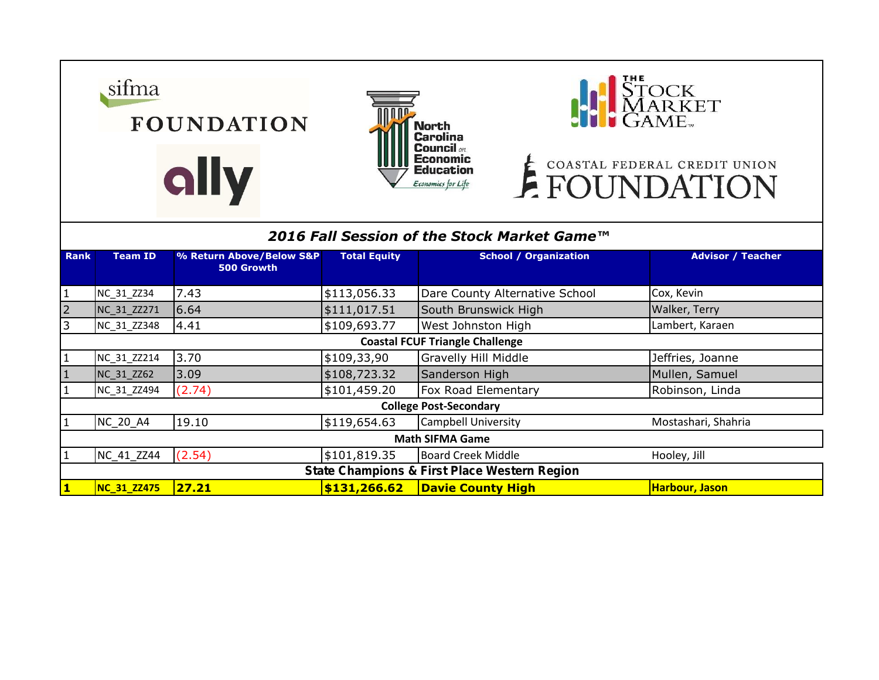## 2016 Fall Session of the Stock Market Game™

| Rank | Team ID | % Return Above/Below S&P 500 Growth | Total Equity | School / Organization | Advisor / Teacher |
|---|---|---|---|---|---|
| 1 | NC_31_ZZ34 | 7.43 | $113,056.33 | Dare County Alternative School | Cox, Kevin |
| 2 | NC_31_ZZ271 | 6.64 | $111,017.51 | South Brunswick High | Walker, Terry |
| 3 | NC_31_ZZ348 | 4.41 | $109,693.77 | West Johnston High | Lambert, Karaen |
| **Coastal FCUF Triangle Challenge** | | | | | |
| 1 | NC_31_ZZ214 | 3.70 | $109,33,90 | Gravelly Hill Middle | Jeffries, Joanne |
| 1 | NC_31_ZZ62 | 3.09 | $108,723.32 | Sanderson High | Mullen, Samuel |
| 1 | NC_31_ZZ494 | (2.74) | $101,459.20 | Fox Road Elementary | Robinson, Linda |
| **College Post-Secondary** | | | | | |
| 1 | NC_20_A4 | 19.10 | $119,654.63 | Campbell University | Mostashari, Shahria |
| **Math SIFMA Game** | | | | | |
| 1 | NC_41_ZZ44 | (2.54) | $101,819.35 | Board Creek Middle | Hooley, Jill |
| **State Champions & First Place Western Region** | | | | | |
| **1** | **NC_31_ZZ475** | **27.21** | **$131,266.62** | **Davie County High** | **Harbour, Jason** |